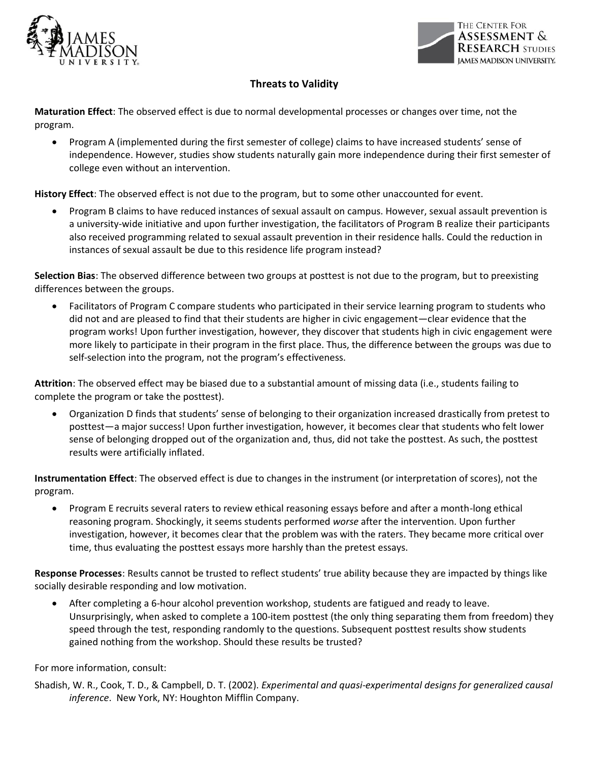# Threats to Validity

**Maturation Effect**: The observed effect is due to normal developmental processes or changes over time, not the program.

- Program A (implemented during the first semester of college) claims to have increased students' sense of independence. However, studies show students naturally gain more independence during their first semester of college even without an intervention.

**History Effect**: The observed effect is not due to the program, but to some other unaccounted for event.

- Program B claims to have reduced instances of sexual assault on campus. However, sexual assault prevention is a university-wide initiative and upon further investigation, the facilitators of Program B realize their participants also received programming related to sexual assault prevention in their residence halls. Could the reduction in instances of sexual assault be due to this residence life program instead?

**Selection Bias**: The observed difference between two groups at posttest is not due to the program, but to preexisting differences between the groups.

- Facilitators of Program C compare students who participated in their service learning program to students who did not and are pleased to find that their students are higher in civic engagement—clear evidence that the program works! Upon further investigation, however, they discover that students high in civic engagement were more likely to participate in their program in the first place. Thus, the difference between the groups was due to self-selection into the program, not the program's effectiveness.

**Attrition**: The observed effect may be biased due to a substantial amount of missing data (i.e., students failing to complete the program or take the posttest).

- Organization D finds that students' sense of belonging to their organization increased drastically from pretest to posttest—a major success! Upon further investigation, however, it becomes clear that students who felt lower sense of belonging dropped out of the organization and, thus, did not take the posttest. As such, the posttest results were artificially inflated.

**Instrumentation Effect**: The observed effect is due to changes in the instrument (or interpretation of scores), not the program.

- Program E recruits several raters to review ethical reasoning essays before and after a month-long ethical reasoning program. Shockingly, it seems students performed *worse* after the intervention. Upon further investigation, however, it becomes clear that the problem was with the raters. They became more critical over time, thus evaluating the posttest essays more harshly than the pretest essays.

**Response Processes**: Results cannot be trusted to reflect students' true ability because they are impacted by things like socially desirable responding and low motivation.

- After completing a 6-hour alcohol prevention workshop, students are fatigued and ready to leave. Unsurprisingly, when asked to complete a 100-item posttest (the only thing separating them from freedom) they speed through the test, responding randomly to the questions. Subsequent posttest results show students gained nothing from the workshop. Should these results be trusted?

For more information, consult:

Shadish, W. R., Cook, T. D., & Campbell, D. T. (2002). *Experimental and quasi-experimental designs for generalized causal inference*. New York, NY: Houghton Mifflin Company.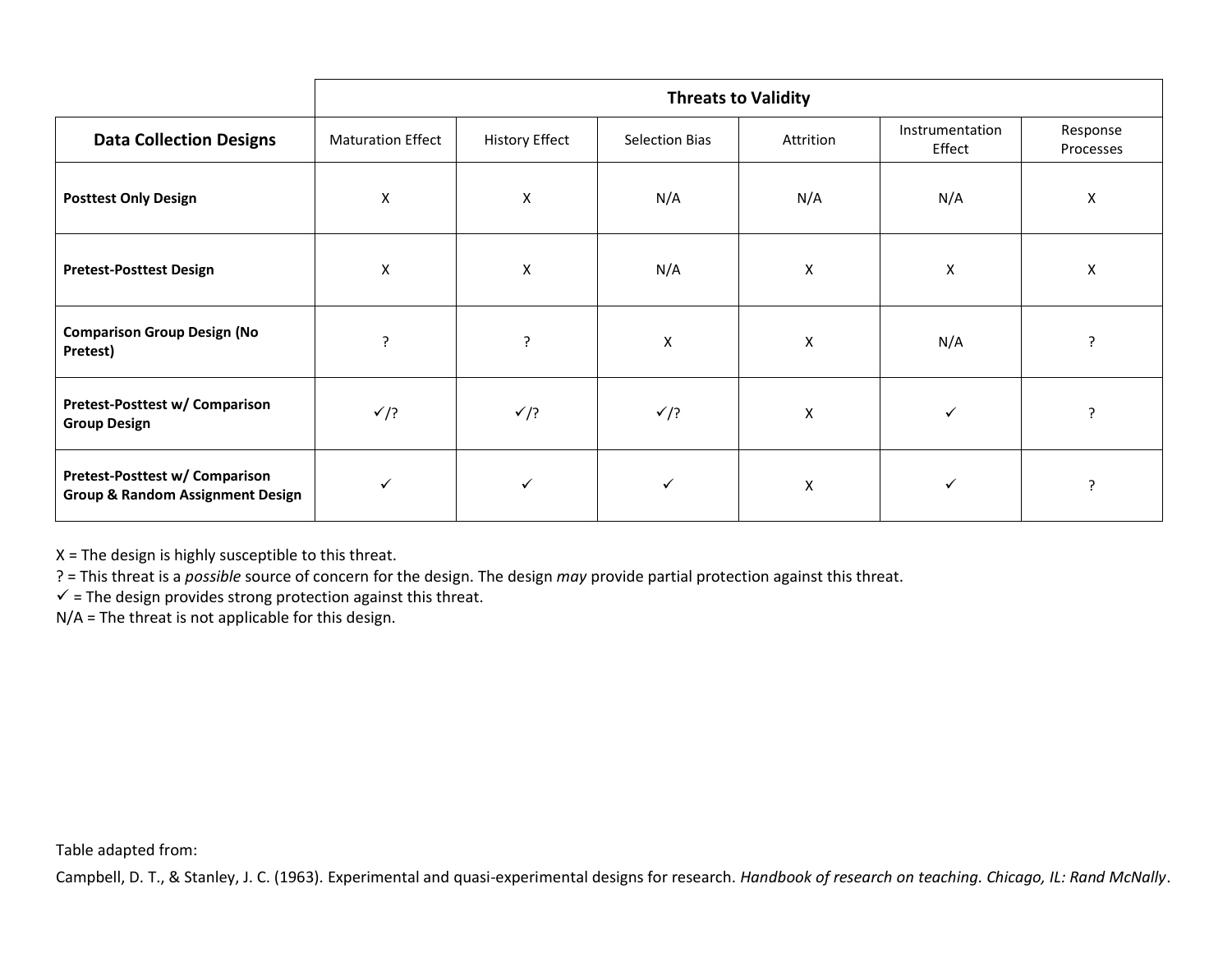| | Threats to Validity | | | | | |
|---|---|---|---|---|---|---|
| **Data Collection Designs** | Maturation Effect | History Effect | Selection Bias | Attrition | Instrumentation Effect | Response Processes |
| **Posttest Only Design** | X | X | N/A | N/A | N/A | X |
| **Pretest-Posttest Design** | X | X | N/A | X | X | X |
| **Comparison Group Design (No Pretest)** | ? | ? | X | X | N/A | ? |
| **Pretest-Posttest w/ Comparison Group Design** | ✓/? | ✓/? | ✓/? | X | ✓ | ? |
| **Pretest-Posttest w/ Comparison Group & Random Assignment Design** | ✓ | ✓ | ✓ | X | ✓ | ? |

X = The design is highly susceptible to this threat.
? = This threat is a *possible* source of concern for the design. The design *may* provide partial protection against this threat.
✓ = The design provides strong protection against this threat.
N/A = The threat is not applicable for this design.

Table adapted from:

Campbell, D. T., & Stanley, J. C. (1963). Experimental and quasi-experimental designs for research. *Handbook of research on teaching. Chicago, IL: Rand McNally*.